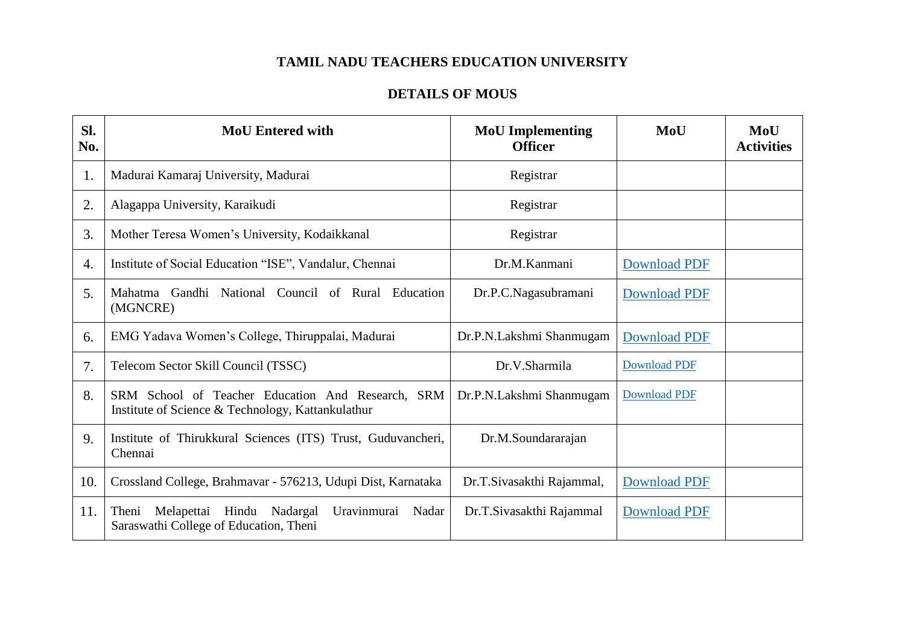# TAMIL NADU TEACHERS EDUCATION UNIVERSITY

## DETAILS OF MOUS

| Sl. No. | MoU Entered with | MoU Implementing Officer | MoU | MoU Activities |
|---|---|---|---|---|
| 1. | Madurai Kamaraj University, Madurai | Registrar | | |
| 2. | Alagappa University, Karaikudi | Registrar | | |
| 3. | Mother Teresa Women's University, Kodaikkanal | Registrar | | |
| 4. | Institute of Social Education "ISE", Vandalur, Chennai | Dr.M.Kanmani | Download PDF | |
| 5. | Mahatma Gandhi National Council of Rural Education (MGNCRE) | Dr.P.C.Nagasubramani | Download PDF | |
| 6. | EMG Yadava Women's College, Thiruppalai, Madurai | Dr.P.N.Lakshmi Shanmugam | Download PDF | |
| 7. | Telecom Sector Skill Council (TSSC) | Dr.V.Sharmila | Download PDF | |
| 8. | SRM School of Teacher Education And Research, SRM Institute of Science & Technology, Kattankulathur | Dr.P.N.Lakshmi Shanmugam | Download PDF | |
| 9. | Institute of Thirukkural Sciences (ITS) Trust, Guduvancheri, Chennai | Dr.M.Soundararajan | | |
| 10. | Crossland College, Brahmavar - 576213, Udupi Dist, Karnataka | Dr.T.Sivasakthi Rajammal, | Download PDF | |
| 11. | Theni Melapettai Hindu Nadargal Uravinmurai Nadar Saraswathi College of Education, Theni | Dr.T.Sivasakthi Rajammal | Download PDF | |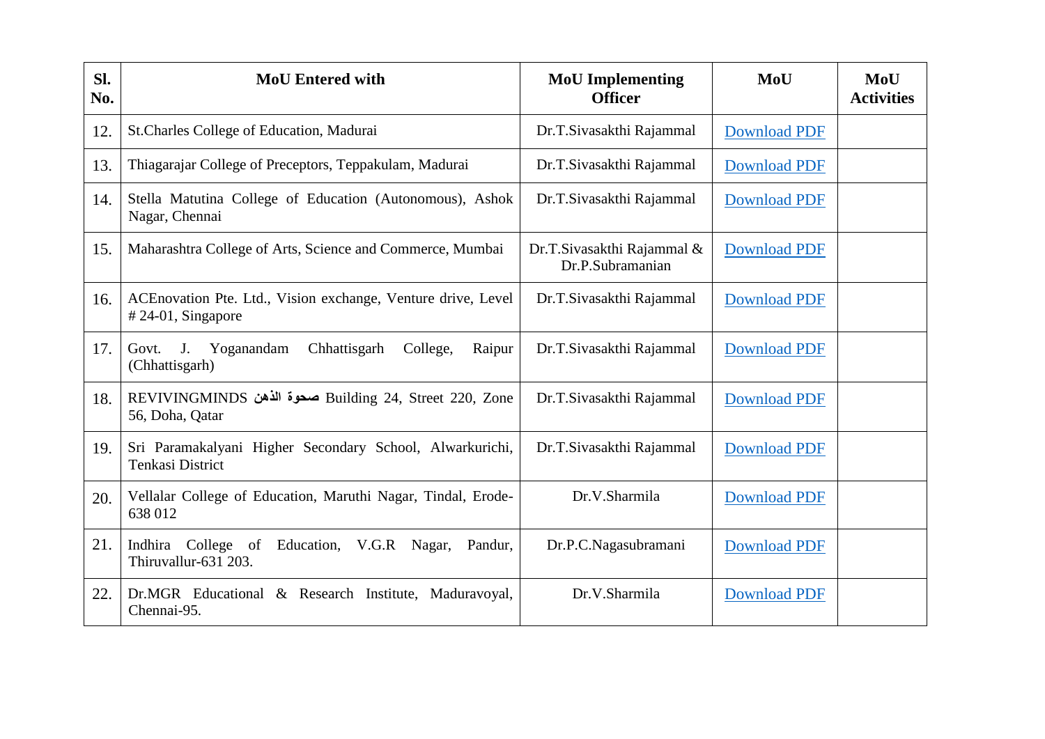| Sl. No. | MoU Entered with | MoU Implementing Officer | MoU | MoU Activities |
|---|---|---|---|---|
| 12. | St.Charles College of Education, Madurai | Dr.T.Sivasakthi Rajammal | Download PDF | |
| 13. | Thiagarajar College of Preceptors, Teppakulam, Madurai | Dr.T.Sivasakthi Rajammal | Download PDF | |
| 14. | Stella Matutina College of Education (Autonomous), Ashok Nagar, Chennai | Dr.T.Sivasakthi Rajammal | Download PDF | |
| 15. | Maharashtra College of Arts, Science and Commerce, Mumbai | Dr.T.Sivasakthi Rajammal & Dr.P.Subramanian | Download PDF | |
| 16. | ACEnovation Pte. Ltd., Vision exchange, Venture drive, Level # 24-01, Singapore | Dr.T.Sivasakthi Rajammal | Download PDF | |
| 17. | Govt. J. Yoganandam Chhattisgarh College, Raipur (Chhattisgarh) | Dr.T.Sivasakthi Rajammal | Download PDF | |
| 18. | REVIVINGMINDS صحوة الذهن Building 24, Street 220, Zone 56, Doha, Qatar | Dr.T.Sivasakthi Rajammal | Download PDF | |
| 19. | Sri Paramakalyani Higher Secondary School, Alwarkurichi, Tenkasi District | Dr.T.Sivasakthi Rajammal | Download PDF | |
| 20. | Vellalar College of Education, Maruthi Nagar, Tindal, Erode-638 012 | Dr.V.Sharmila | Download PDF | |
| 21. | Indhira College of Education, V.G.R Nagar, Pandur, Thiruvallur-631 203. | Dr.P.C.Nagasubramani | Download PDF | |
| 22. | Dr.MGR Educational & Research Institute, Maduravoyal, Chennai-95. | Dr.V.Sharmila | Download PDF | |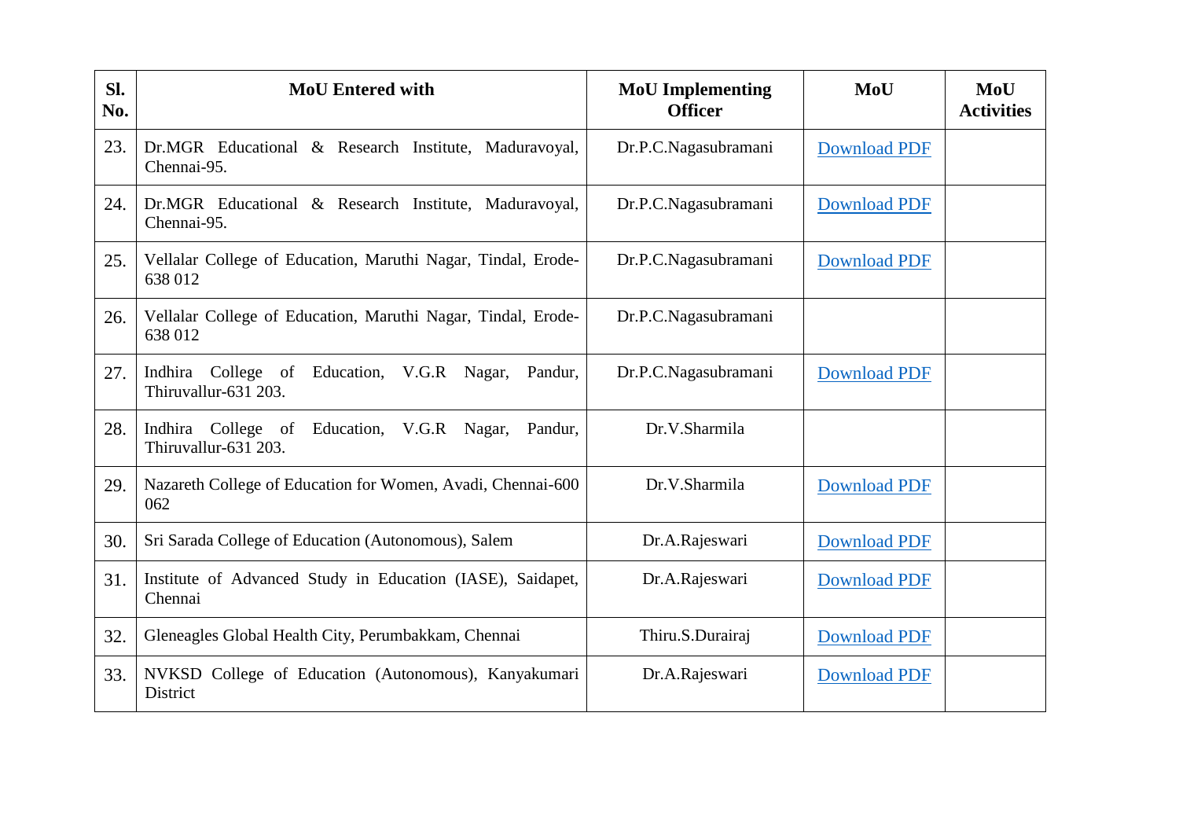| Sl. No. | MoU Entered with | MoU Implementing Officer | MoU | MoU Activities |
|---|---|---|---|---|
| 23. | Dr.MGR Educational & Research Institute, Maduravoyal, Chennai-95. | Dr.P.C.Nagasubramani | Download PDF | |
| 24. | Dr.MGR Educational & Research Institute, Maduravoyal, Chennai-95. | Dr.P.C.Nagasubramani | Download PDF | |
| 25. | Vellalar College of Education, Maruthi Nagar, Tindal, Erode-638 012 | Dr.P.C.Nagasubramani | Download PDF | |
| 26. | Vellalar College of Education, Maruthi Nagar, Tindal, Erode-638 012 | Dr.P.C.Nagasubramani | | |
| 27. | Indhira College of Education, V.G.R Nagar, Pandur, Thiruvallur-631 203. | Dr.P.C.Nagasubramani | Download PDF | |
| 28. | Indhira College of Education, V.G.R Nagar, Pandur, Thiruvallur-631 203. | Dr.V.Sharmila | | |
| 29. | Nazareth College of Education for Women, Avadi, Chennai-600 062 | Dr.V.Sharmila | Download PDF | |
| 30. | Sri Sarada College of Education (Autonomous), Salem | Dr.A.Rajeswari | Download PDF | |
| 31. | Institute of Advanced Study in Education (IASE), Saidapet, Chennai | Dr.A.Rajeswari | Download PDF | |
| 32. | Gleneagles Global Health City, Perumbakkam, Chennai | Thiru.S.Durairaj | Download PDF | |
| 33. | NVKSD College of Education (Autonomous), Kanyakumari District | Dr.A.Rajeswari | Download PDF | |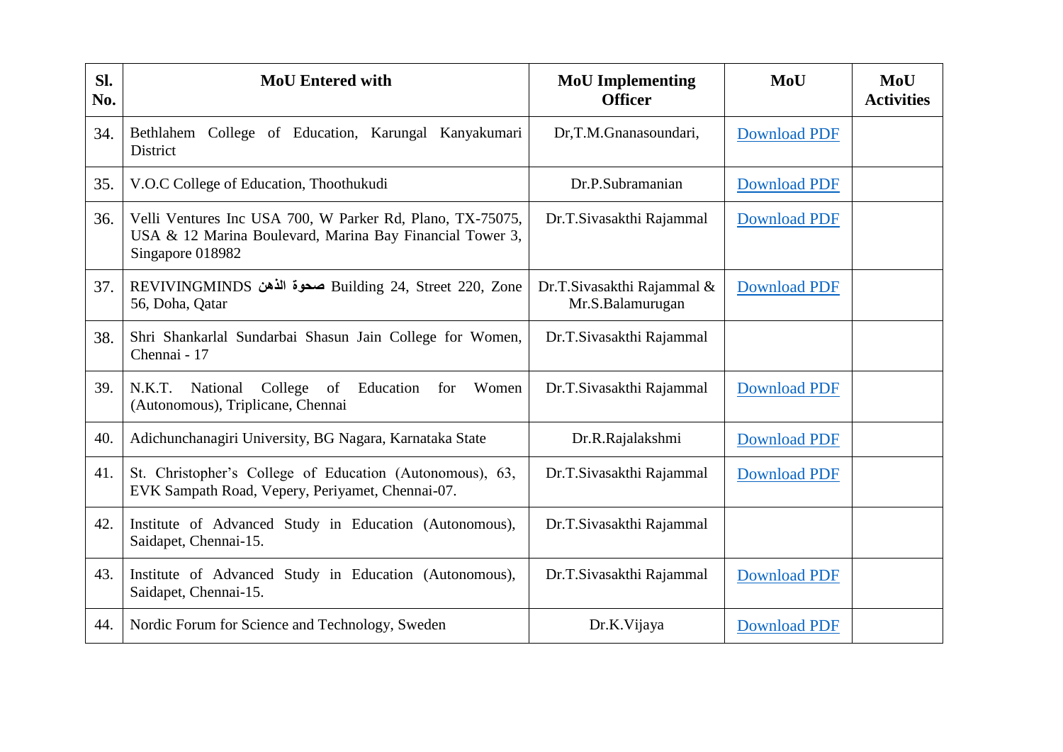| Sl. No. | MoU Entered with | MoU Implementing Officer | MoU | MoU Activities |
|---|---|---|---|---|
| 34. | Bethlahem College of Education, Karungal Kanyakumari District | Dr,T.M.Gnanasoundari, | Download PDF | |
| 35. | V.O.C College of Education, Thoothukudi | Dr.P.Subramanian | Download PDF | |
| 36. | Velli Ventures Inc USA 700, W Parker Rd, Plano, TX-75075, USA & 12 Marina Boulevard, Marina Bay Financial Tower 3, Singapore 018982 | Dr.T.Sivasakthi Rajammal | Download PDF | |
| 37. | REVIVINGMINDS **صحوة الذهن** Building 24, Street 220, Zone 56, Doha, Qatar | Dr.T.Sivasakthi Rajammal & Mr.S.Balamurugan | Download PDF | |
| 38. | Shri Shankarlal Sundarbai Shasun Jain College for Women, Chennai - 17 | Dr.T.Sivasakthi Rajammal | | |
| 39. | N.K.T. National College of Education for Women (Autonomous), Triplicane, Chennai | Dr.T.Sivasakthi Rajammal | Download PDF | |
| 40. | Adichunchanagiri University, BG Nagara, Karnataka State | Dr.R.Rajalakshmi | Download PDF | |
| 41. | St. Christopher's College of Education (Autonomous), 63, EVK Sampath Road, Vepery, Periyamet, Chennai-07. | Dr.T.Sivasakthi Rajammal | Download PDF | |
| 42. | Institute of Advanced Study in Education (Autonomous), Saidapet, Chennai-15. | Dr.T.Sivasakthi Rajammal | | |
| 43. | Institute of Advanced Study in Education (Autonomous), Saidapet, Chennai-15. | Dr.T.Sivasakthi Rajammal | Download PDF | |
| 44. | Nordic Forum for Science and Technology, Sweden | Dr.K.Vijaya | Download PDF | |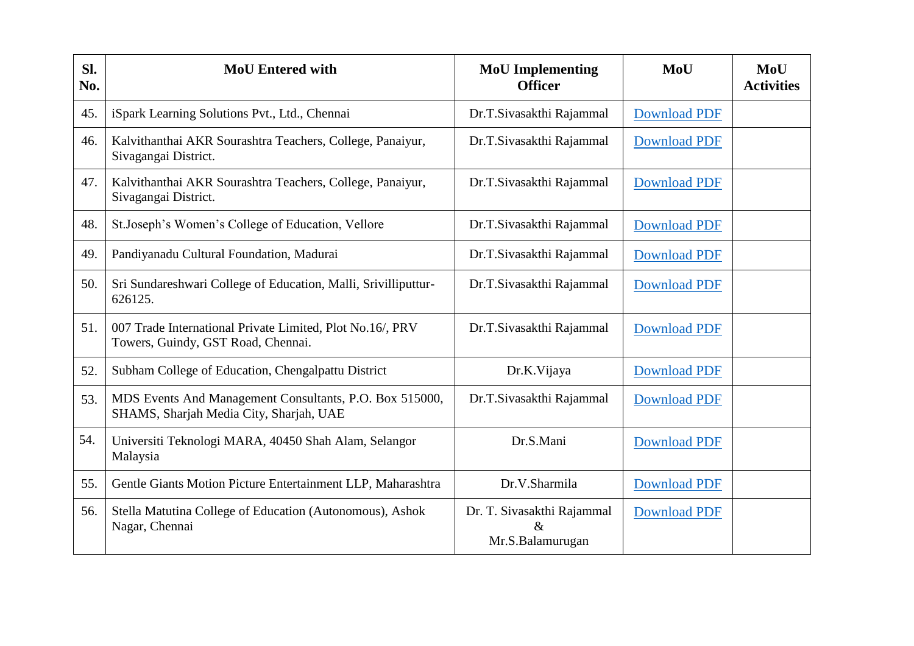| Sl. No. | MoU Entered with | MoU Implementing Officer | MoU | MoU Activities |
|---|---|---|---|---|
| 45. | iSpark Learning Solutions Pvt., Ltd., Chennai | Dr.T.Sivasakthi Rajammal | Download PDF | |
| 46. | Kalvithanthai AKR Sourashtra Teachers, College, Panaiyur, Sivagangai District. | Dr.T.Sivasakthi Rajammal | Download PDF | |
| 47. | Kalvithanthai AKR Sourashtra Teachers, College, Panaiyur, Sivagangai District. | Dr.T.Sivasakthi Rajammal | Download PDF | |
| 48. | St.Joseph's Women's College of Education, Vellore | Dr.T.Sivasakthi Rajammal | Download PDF | |
| 49. | Pandiyanadu Cultural Foundation, Madurai | Dr.T.Sivasakthi Rajammal | Download PDF | |
| 50. | Sri Sundareshwari College of Education, Malli, Srivilliputtur-626125. | Dr.T.Sivasakthi Rajammal | Download PDF | |
| 51. | 007 Trade International Private Limited, Plot No.16/, PRV Towers, Guindy, GST Road, Chennai. | Dr.T.Sivasakthi Rajammal | Download PDF | |
| 52. | Subham College of Education, Chengalpattu District | Dr.K.Vijaya | Download PDF | |
| 53. | MDS Events And Management Consultants, P.O. Box 515000, SHAMS, Sharjah Media City, Sharjah, UAE | Dr.T.Sivasakthi Rajammal | Download PDF | |
| 54. | Universiti Teknologi MARA, 40450 Shah Alam, Selangor Malaysia | Dr.S.Mani | Download PDF | |
| 55. | Gentle Giants Motion Picture Entertainment LLP, Maharashtra | Dr.V.Sharmila | Download PDF | |
| 56. | Stella Matutina College of Education (Autonomous), Ashok Nagar, Chennai | Dr. T. Sivasakthi Rajammal & Mr.S.Balamurugan | Download PDF | |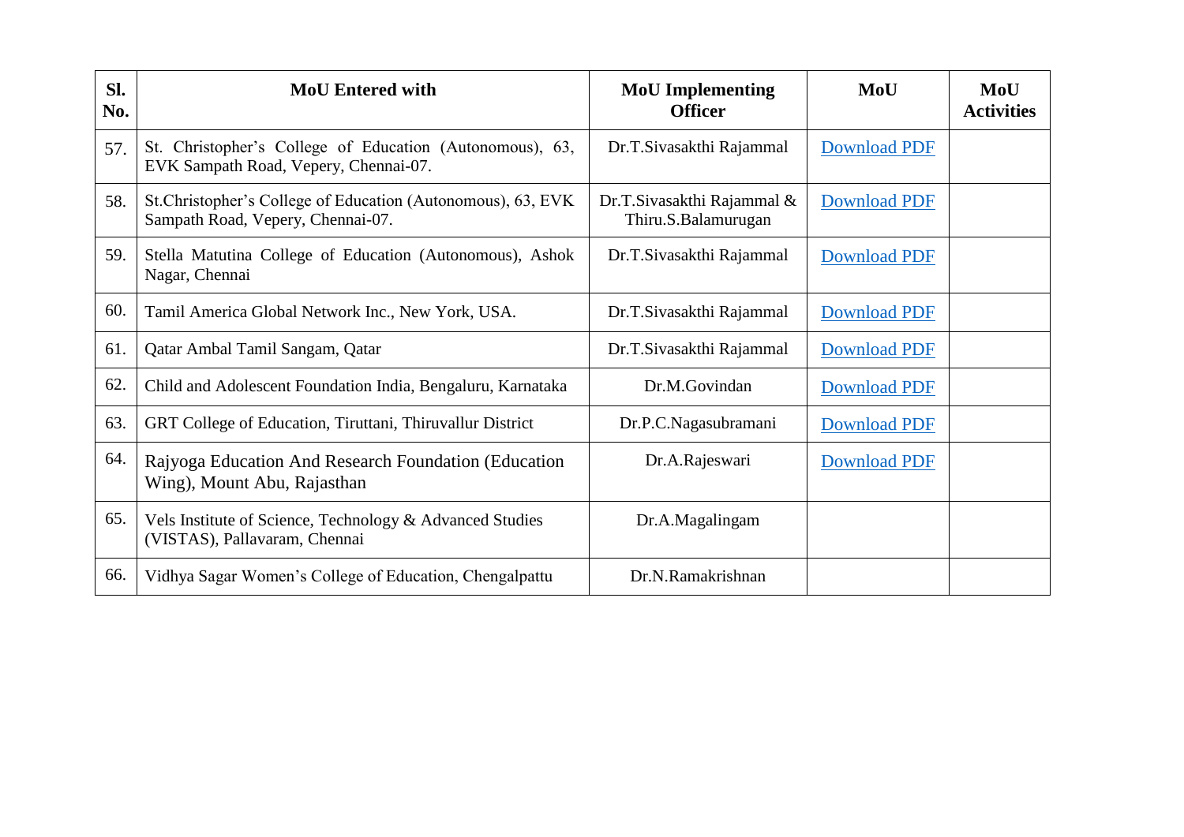| Sl. No. | MoU Entered with | MoU Implementing Officer | MoU | MoU Activities |
|---|---|---|---|---|
| 57. | St. Christopher's College of Education (Autonomous), 63, EVK Sampath Road, Vepery, Chennai-07. | Dr.T.Sivasakthi Rajammal | Download PDF | |
| 58. | St.Christopher's College of Education (Autonomous), 63, EVK Sampath Road, Vepery, Chennai-07. | Dr.T.Sivasakthi Rajammal & Thiru.S.Balamurugan | Download PDF | |
| 59. | Stella Matutina College of Education (Autonomous), Ashok Nagar, Chennai | Dr.T.Sivasakthi Rajammal | Download PDF | |
| 60. | Tamil America Global Network Inc., New York, USA. | Dr.T.Sivasakthi Rajammal | Download PDF | |
| 61. | Qatar Ambal Tamil Sangam, Qatar | Dr.T.Sivasakthi Rajammal | Download PDF | |
| 62. | Child and Adolescent Foundation India, Bengaluru, Karnataka | Dr.M.Govindan | Download PDF | |
| 63. | GRT College of Education, Tiruttani, Thiruvallur District | Dr.P.C.Nagasubramani | Download PDF | |
| 64. | Rajyoga Education And Research Foundation (Education Wing), Mount Abu, Rajasthan | Dr.A.Rajeswari | Download PDF | |
| 65. | Vels Institute of Science, Technology & Advanced Studies (VISTAS), Pallavaram, Chennai | Dr.A.Magalingam | | |
| 66. | Vidhya Sagar Women's College of Education, Chengalpattu | Dr.N.Ramakrishnan | | |